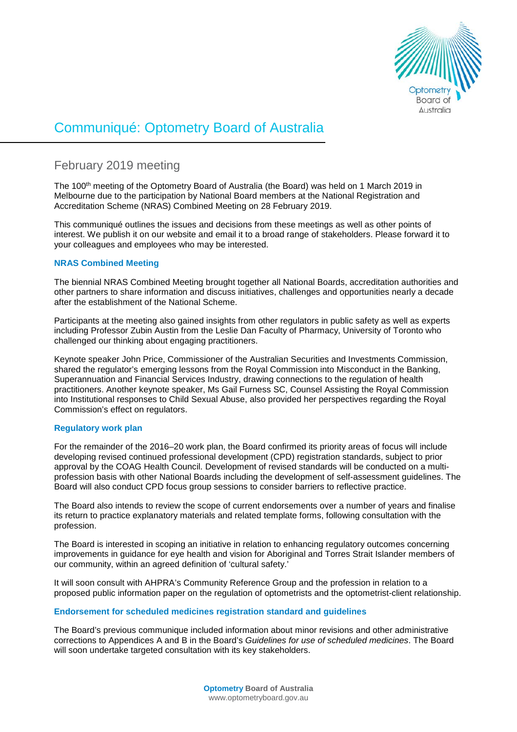# Communiqué: Optometry Board of Australia

## February 2019 meeting

The 100th meeting of the Optometry Board of Australia (the Board) was held on 1 March 2019 in Melbourne due to the participation by National Board members at the National Registration and Accreditation Scheme (NRAS) Combined Meeting on 28 February 2019.

This communiqué outlines the issues and decisions from these meetings as well as other points of interest. We publish it on our website and email it to a broad range of stakeholders. Please forward it to your colleagues and employees who may be interested.

### NRAS Combined Meeting

The biennial NRAS Combined Meeting brought together all National Boards, accreditation authorities and other partners to share information and discuss initiatives, challenges and opportunities nearly a decade after the establishment of the National Scheme.

Participants at the meeting also gained insights from other regulators in public safety as well as experts including Professor Zubin Austin from the Leslie Dan Faculty of Pharmacy, University of Toronto who challenged our thinking about engaging practitioners.

Keynote speaker John Price, Commissioner of the Australian Securities and Investments Commission, shared the regulator's emerging lessons from the Royal Commission into Misconduct in the Banking, Superannuation and Financial Services Industry, drawing connections to the regulation of health practitioners. Another keynote speaker, Ms Gail Furness SC, Counsel Assisting the Royal Commission into Institutional responses to Child Sexual Abuse, also provided her perspectives regarding the Royal Commission's effect on regulators.

### Regulatory work plan

For the remainder of the 2016–20 work plan, the Board confirmed its priority areas of focus will include developing revised continued professional development (CPD) registration standards, subject to prior approval by the COAG Health Council. Development of revised standards will be conducted on a multi-profession basis with other National Boards including the development of self-assessment guidelines. The Board will also conduct CPD focus group sessions to consider barriers to reflective practice.

The Board also intends to review the scope of current endorsements over a number of years and finalise its return to practice explanatory materials and related template forms, following consultation with the profession.

The Board is interested in scoping an initiative in relation to enhancing regulatory outcomes concerning improvements in guidance for eye health and vision for Aboriginal and Torres Strait Islander members of our community, within an agreed definition of 'cultural safety.'

It will soon consult with AHPRA's Community Reference Group and the profession in relation to a proposed public information paper on the regulation of optometrists and the optometrist-client relationship.

### Endorsement for scheduled medicines registration standard and guidelines

The Board's previous communique included information about minor revisions and other administrative corrections to Appendices A and B in the Board's *Guidelines for use of scheduled medicines*. The Board will soon undertake targeted consultation with its key stakeholders.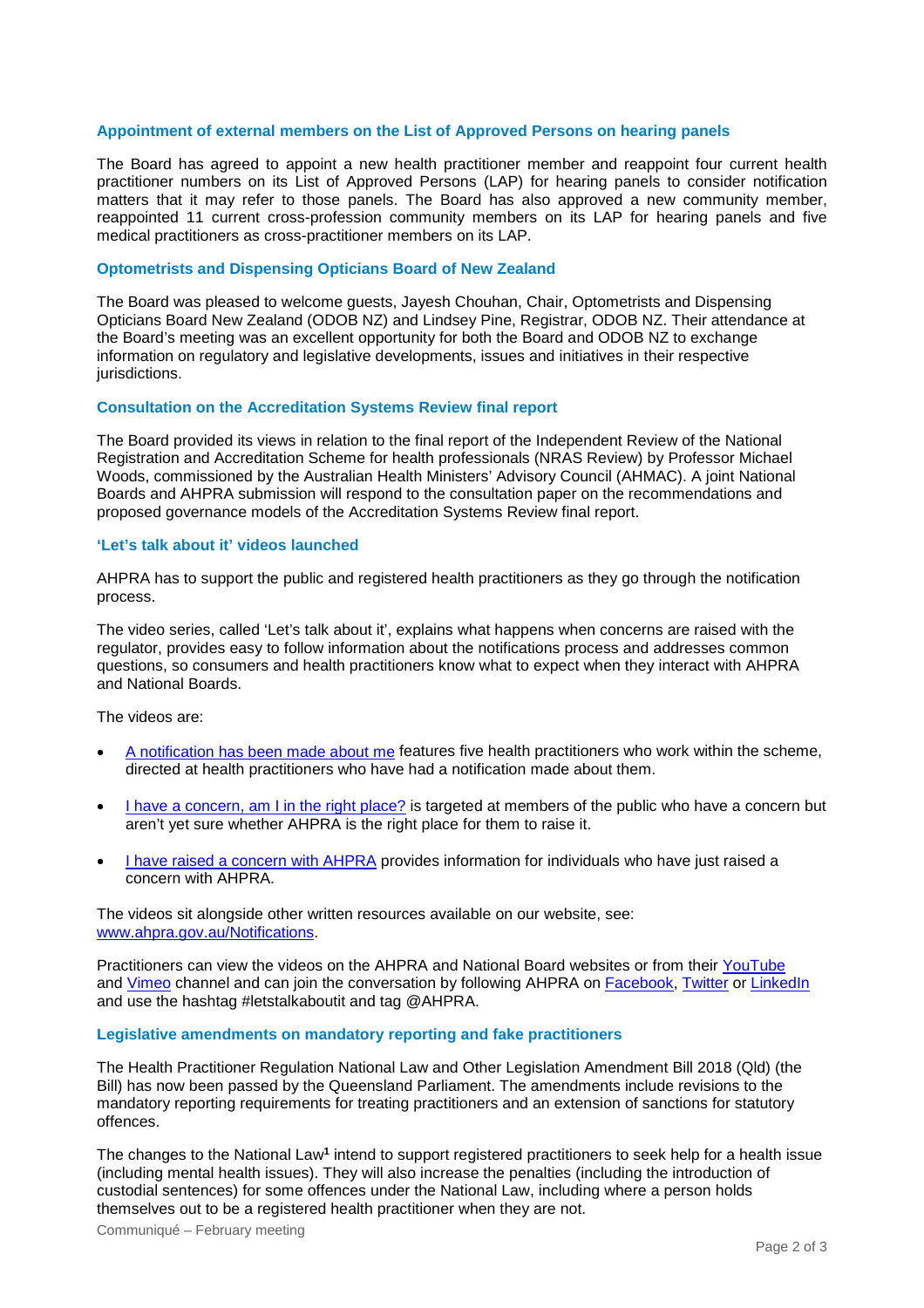### Appointment of external members on the List of Approved Persons on hearing panels

The Board has agreed to appoint a new health practitioner member and reappoint four current health practitioner numbers on its List of Approved Persons (LAP) for hearing panels to consider notification matters that it may refer to those panels. The Board has also approved a new community member, reappointed 11 current cross-profession community members on its LAP for hearing panels and five medical practitioners as cross-practitioner members on its LAP.

### Optometrists and Dispensing Opticians Board of New Zealand

The Board was pleased to welcome guests, Jayesh Chouhan, Chair, Optometrists and Dispensing Opticians Board New Zealand (ODOB NZ) and Lindsey Pine, Registrar, ODOB NZ. Their attendance at the Board's meeting was an excellent opportunity for both the Board and ODOB NZ to exchange information on regulatory and legislative developments, issues and initiatives in their respective jurisdictions.

### Consultation on the Accreditation Systems Review final report

The Board provided its views in relation to the final report of the Independent Review of the National Registration and Accreditation Scheme for health professionals (NRAS Review) by Professor Michael Woods, commissioned by the Australian Health Ministers' Advisory Council (AHMAC). A joint National Boards and AHPRA submission will respond to the consultation paper on the recommendations and proposed governance models of the Accreditation Systems Review final report.

### 'Let's talk about it' videos launched

AHPRA has to support the public and registered health practitioners as they go through the notification process.

The video series, called 'Let's talk about it', explains what happens when concerns are raised with the regulator, provides easy to follow information about the notifications process and addresses common questions, so consumers and health practitioners know what to expect when they interact with AHPRA and National Boards.

The videos are:

- A notification has been made about me features five health practitioners who work within the scheme, directed at health practitioners who have had a notification made about them.
- I have a concern, am I in the right place? is targeted at members of the public who have a concern but aren't yet sure whether AHPRA is the right place for them to raise it.
- I have raised a concern with AHPRA provides information for individuals who have just raised a concern with AHPRA.

The videos sit alongside other written resources available on our website, see: www.ahpra.gov.au/Notifications.

Practitioners can view the videos on the AHPRA and National Board websites or from their YouTube and Vimeo channel and can join the conversation by following AHPRA on Facebook, Twitter or LinkedIn and use the hashtag #letstalkaboutit and tag @AHPRA.

### Legislative amendments on mandatory reporting and fake practitioners

The Health Practitioner Regulation National Law and Other Legislation Amendment Bill 2018 (Qld) (the Bill) has now been passed by the Queensland Parliament. The amendments include revisions to the mandatory reporting requirements for treating practitioners and an extension of sanctions for statutory offences.

The changes to the National Law[1] intend to support registered practitioners to seek help for a health issue (including mental health issues). They will also increase the penalties (including the introduction of custodial sentences) for some offences under the National Law, including where a person holds themselves out to be a registered health practitioner when they are not.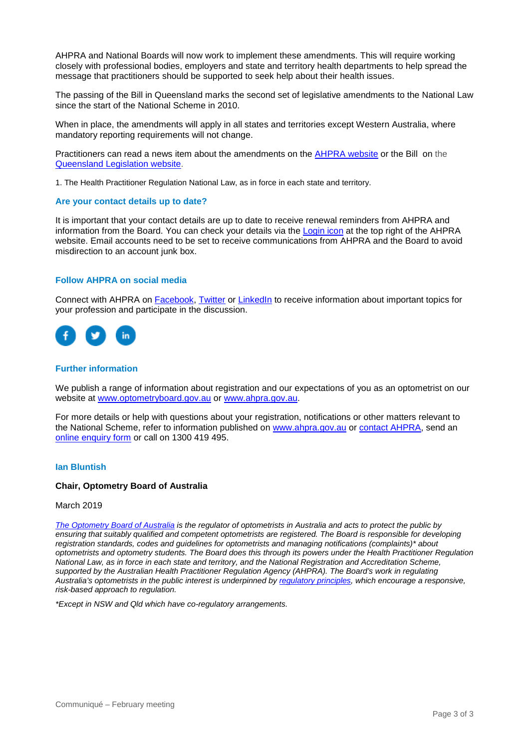AHPRA and National Boards will now work to implement these amendments. This will require working closely with professional bodies, employers and state and territory health departments to help spread the message that practitioners should be supported to seek help about their health issues.

The passing of the Bill in Queensland marks the second set of legislative amendments to the National Law since the start of the National Scheme in 2010.

When in place, the amendments will apply in all states and territories except Western Australia, where mandatory reporting requirements will not change.

Practitioners can read a news item about the amendments on the AHPRA website or the Bill on the Queensland Legislation website.

1. The Health Practitioner Regulation National Law, as in force in each state and territory.

### Are your contact details up to date?

It is important that your contact details are up to date to receive renewal reminders from AHPRA and information from the Board. You can check your details via the Login icon at the top right of the AHPRA website. Email accounts need to be set to receive communications from AHPRA and the Board to avoid misdirection to an account junk box.

### Follow AHPRA on social media

Connect with AHPRA on Facebook, Twitter or LinkedIn to receive information about important topics for your profession and participate in the discussion.

### Further information

We publish a range of information about registration and our expectations of you as an optometrist on our website at www.optometryboard.gov.au or www.ahpra.gov.au.

For more details or help with questions about your registration, notifications or other matters relevant to the National Scheme, refer to information published on www.ahpra.gov.au or contact AHPRA, send an online enquiry form or call on 1300 419 495.

### Ian Bluntish

**Chair, Optometry Board of Australia**

March 2019

*The Optometry Board of Australia is the regulator of optometrists in Australia and acts to protect the public by ensuring that suitably qualified and competent optometrists are registered. The Board is responsible for developing registration standards, codes and guidelines for optometrists and managing notifications (complaints)* about optometrists and optometry students. The Board does this through its powers under the Health Practitioner Regulation National Law, as in force in each state and territory, and the National Registration and Accreditation Scheme, supported by the Australian Health Practitioner Regulation Agency (AHPRA). The Board's work in regulating Australia's optometrists in the public interest is underpinned by regulatory principles, which encourage a responsive, risk-based approach to regulation.*

**Except in NSW and Qld which have co-regulatory arrangements.*